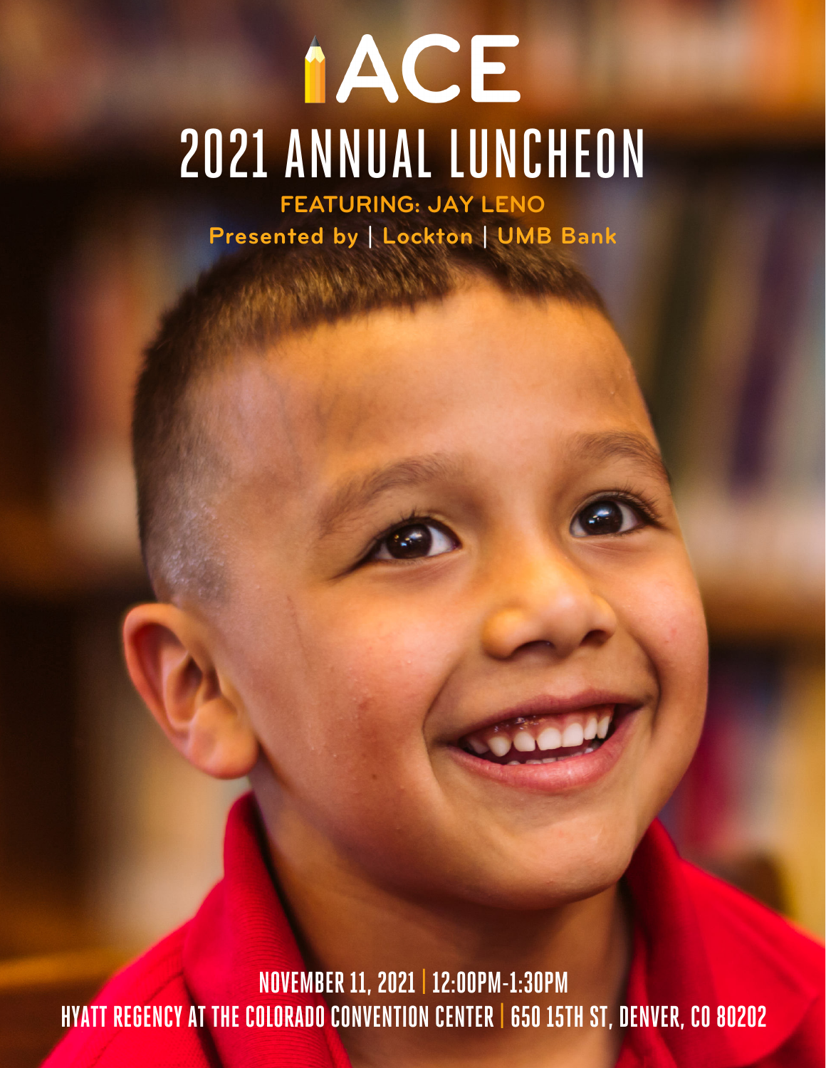# ACE

# 2021 ANNUAL LUNCHEON

**FEATURING: JAY LENO**

**Presented by | Lockton | UMB Bank**

**NOVEMBER 11, 2021 | 12:00PM-1:30PM**

**HYATT REGENCY AT THE COLORADO CONVENTION CENTER | 650 15TH ST, DENVER, CO 80202**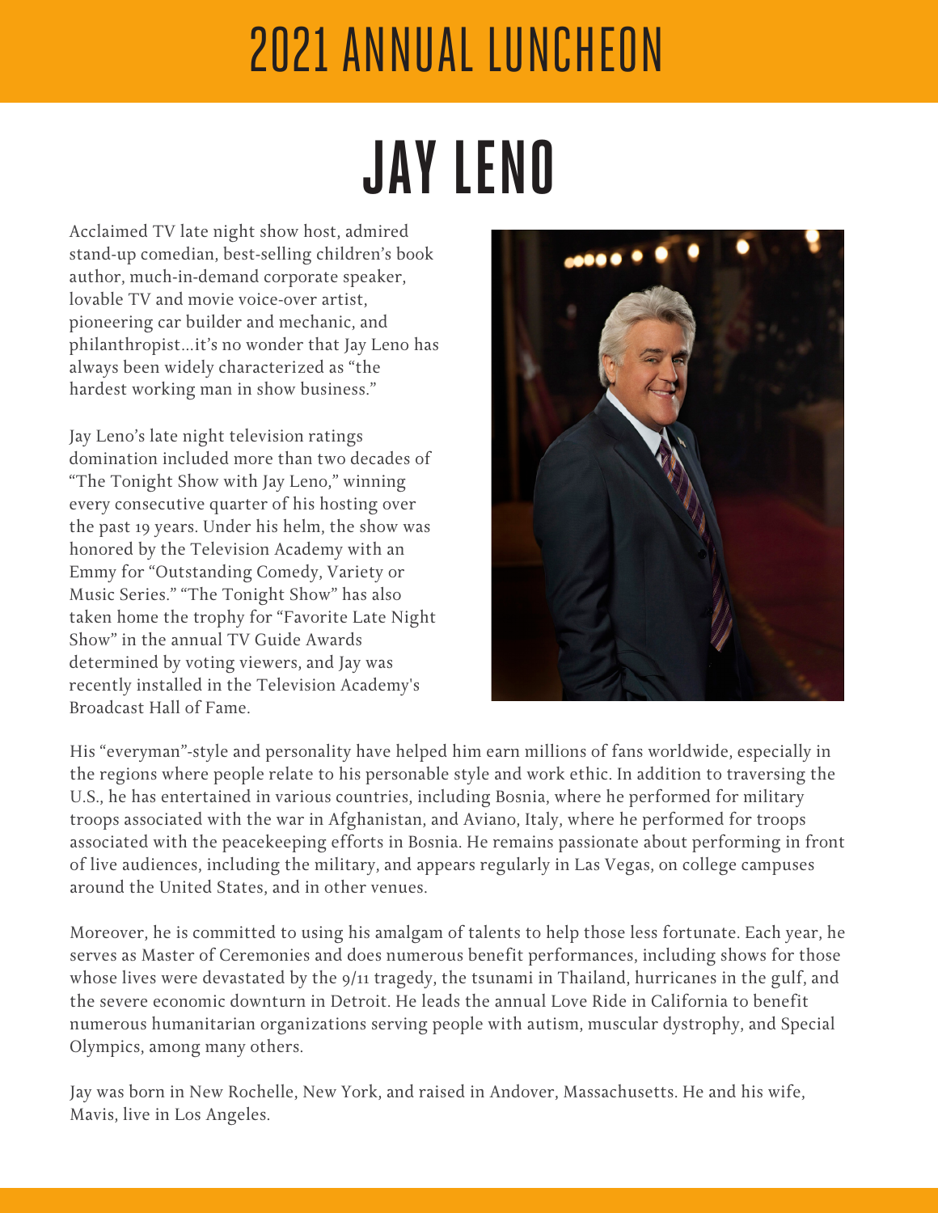# 2021 ANNUAL LUNCHEON

## JAY LENO

Acclaimed TV late night show host, admired stand-up comedian, best-selling children's book author, much-in-demand corporate speaker, lovable TV and movie voice-over artist, pioneering car builder and mechanic, and philanthropist…it's no wonder that Jay Leno has always been widely characterized as "the hardest working man in show business."

Jay Leno's late night television ratings domination included more than two decades of "The Tonight Show with Jay Leno," winning every consecutive quarter of his hosting over the past 19 years. Under his helm, the show was honored by the Television Academy with an Emmy for "Outstanding Comedy, Variety or Music Series." "The Tonight Show" has also taken home the trophy for "Favorite Late Night Show" in the annual TV Guide Awards determined by voting viewers, and Jay was recently installed in the Television Academy's Broadcast Hall of Fame.

His "everyman"-style and personality have helped him earn millions of fans worldwide, especially in the regions where people relate to his personable style and work ethic. In addition to traversing the U.S., he has entertained in various countries, including Bosnia, where he performed for military troops associated with the war in Afghanistan, and Aviano, Italy, where he performed for troops associated with the peacekeeping efforts in Bosnia. He remains passionate about performing in front of live audiences, including the military, and appears regularly in Las Vegas, on college campuses around the United States, and in other venues.

Moreover, he is committed to using his amalgam of talents to help those less fortunate. Each year, he serves as Master of Ceremonies and does numerous benefit performances, including shows for those whose lives were devastated by the 9/11 tragedy, the tsunami in Thailand, hurricanes in the gulf, and the severe economic downturn in Detroit. He leads the annual Love Ride in California to benefit numerous humanitarian organizations serving people with autism, muscular dystrophy, and Special Olympics, among many others.

Jay was born in New Rochelle, New York, and raised in Andover, Massachusetts. He and his wife, Mavis, live in Los Angeles.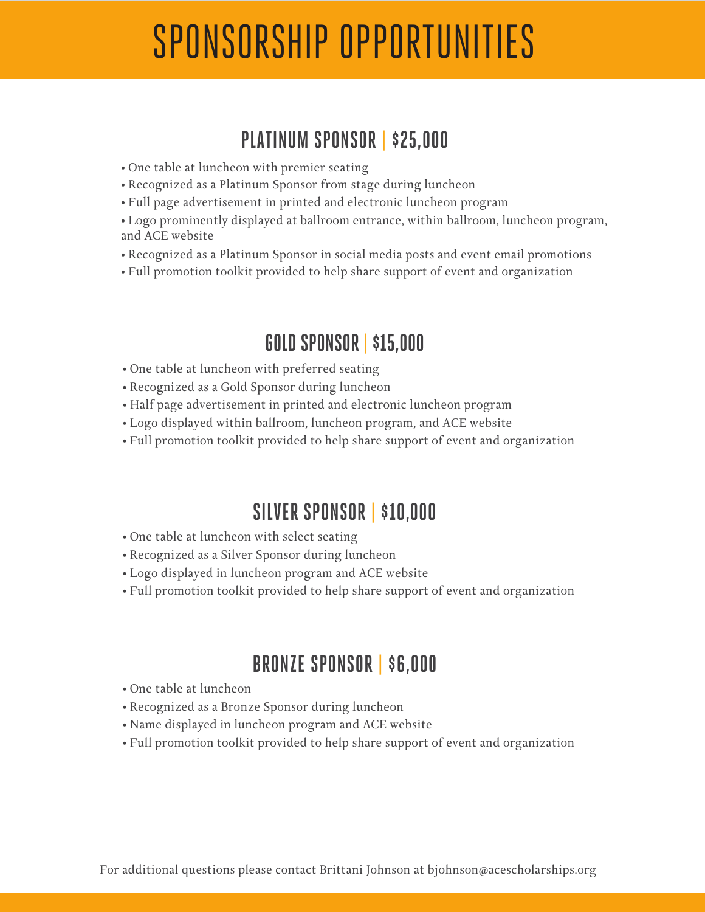# SPONSORSHIP OPPORTUNITIES

## PLATINUM SPONSOR | $25,000

- One table at luncheon with premier seating
- Recognized as a Platinum Sponsor from stage during luncheon
- Full page advertisement in printed and electronic luncheon program
- Logo prominently displayed at ballroom entrance, within ballroom, luncheon program, and ACE website
- Recognized as a Platinum Sponsor in social media posts and event email promotions
- Full promotion toolkit provided to help share support of event and organization

## GOLD SPONSOR | $15,000

- One table at luncheon with preferred seating
- Recognized as a Gold Sponsor during luncheon
- Half page advertisement in printed and electronic luncheon program
- Logo displayed within ballroom, luncheon program, and ACE website
- Full promotion toolkit provided to help share support of event and organization

## SILVER SPONSOR | $10,000

- One table at luncheon with select seating
- Recognized as a Silver Sponsor during luncheon
- Logo displayed in luncheon program and ACE website
- Full promotion toolkit provided to help share support of event and organization

## BRONZE SPONSOR | $6,000

- One table at luncheon
- Recognized as a Bronze Sponsor during luncheon
- Name displayed in luncheon program and ACE website
- Full promotion toolkit provided to help share support of event and organization

For additional questions please contact Brittani Johnson at bjohnson@acescholarships.org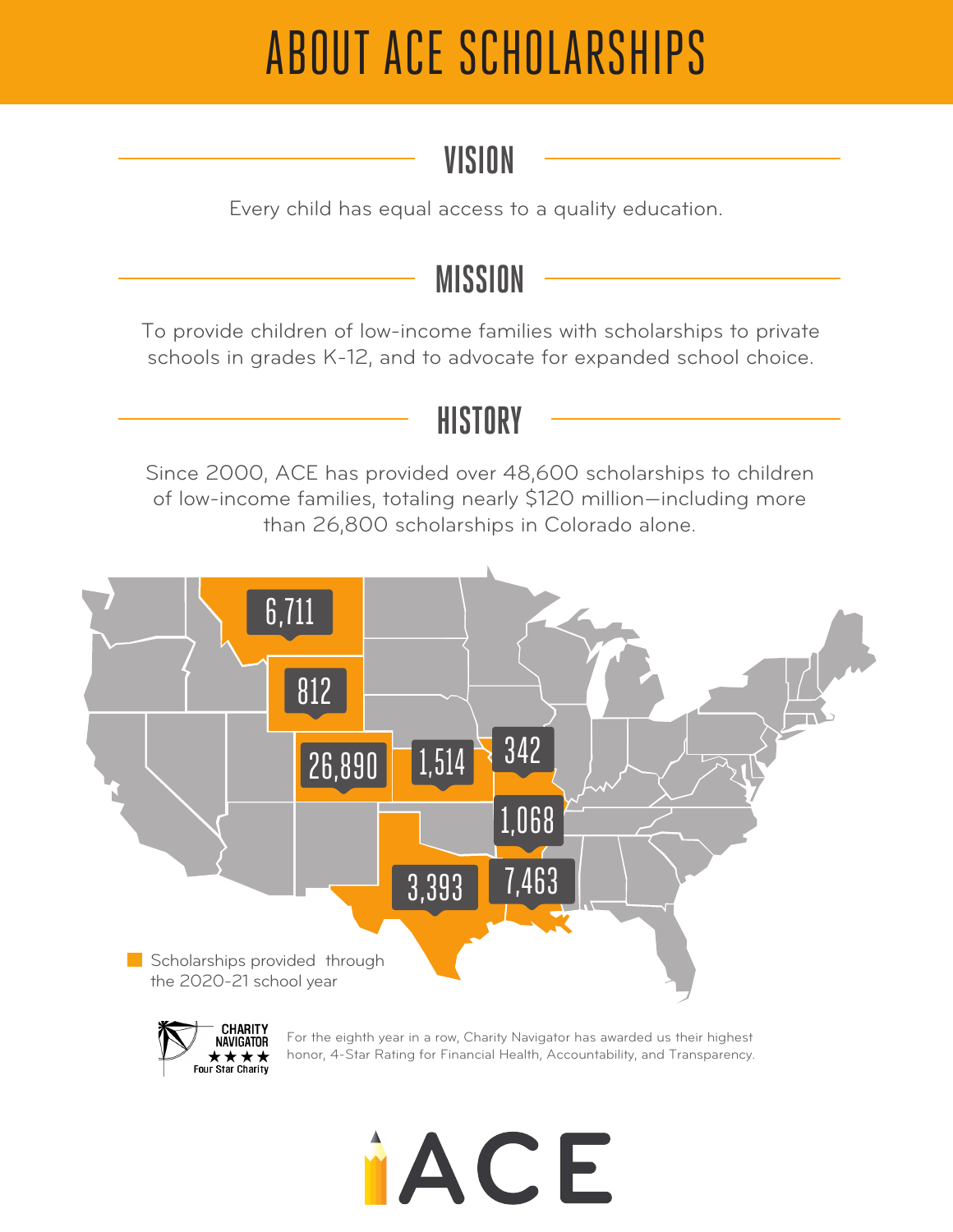# ABOUT ACE SCHOLARSHIPS

## VISION

Every child has equal access to a quality education.

## MISSION

To provide children of low-income families with scholarships to private schools in grades K-12, and to advocate for expanded school choice.

## HISTORY

Since 2000, ACE has provided over 48,600 scholarships to children of low-income families, totaling nearly $120 million—including more than 26,800 scholarships in Colorado alone.

6,711

812

26,890

1,514

342

1,068

3,393

7,463

Scholarships provided through the 2020-21 school year

CHARITY NAVIGATOR ★★★★ Four Star Charity

For the eighth year in a row, Charity Navigator has awarded us their highest honor, 4-Star Rating for Financial Health, Accountability, and Transparency.

ACE